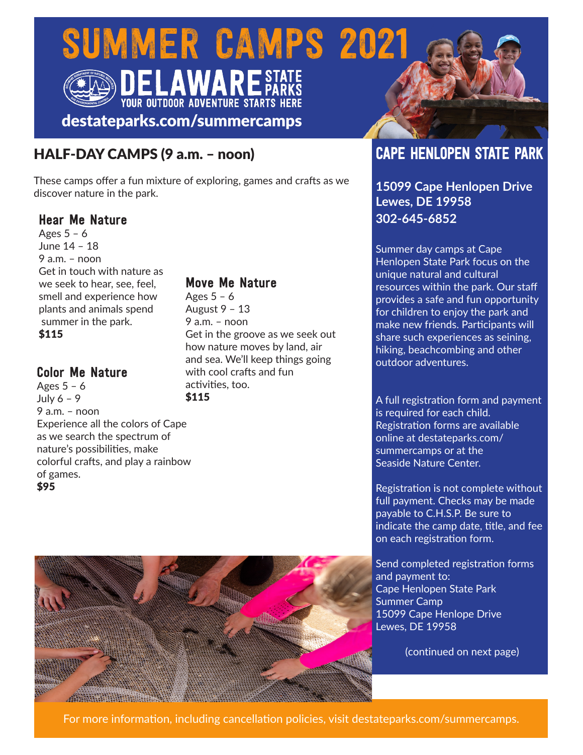# SUMMER CAMPS 2021

**DELAWARE STATE PARKS**
YOUR OUTDOOR ADVENTURE STARTS HERE

**destateparks.com/summercamps**

## HALF-DAY CAMPS (9 a.m. – noon)

These camps offer a fun mixture of exploring, games and crafts as we discover nature in the park.

### Hear Me Nature

Ages 5 – 6
June 14 – 18
9 a.m. – noon
Get in touch with nature as we seek to hear, see, feel, smell and experience how plants and animals spend summer in the park.
**$115**

### Color Me Nature

Ages 5 – 6
July 6 – 9
9 a.m. – noon
Experience all the colors of Cape as we search the spectrum of nature's possibilities, make colorful crafts, and play a rainbow of games.
**$95**

### Move Me Nature

Ages 5 – 6
August 9 – 13
9 a.m. – noon
Get in the groove as we seek out how nature moves by land, air and sea. We'll keep things going with cool crafts and fun activities, too.
**$115**

## CAPE HENLOPEN STATE PARK

**15099 Cape Henlopen Drive**
**Lewes, DE 19958**
**302-645-6852**

Summer day camps at Cape Henlopen State Park focus on the unique natural and cultural resources within the park. Our staff provides a safe and fun opportunity for children to enjoy the park and make new friends. Participants will share such experiences as seining, hiking, beachcombing and other outdoor adventures.

A full registration form and payment is required for each child. Registration forms are available online at destateparks.com/summercamps or at the Seaside Nature Center.

Registration is not complete without full payment. Checks may be made payable to C.H.S.P. Be sure to indicate the camp date, title, and fee on each registration form.

Send completed registration forms and payment to:
Cape Henlopen State Park
Summer Camp
15099 Cape Henlope Drive
Lewes, DE 19958

(continued on next page)

For more information, including cancellation policies, visit destateparks.com/summercamps.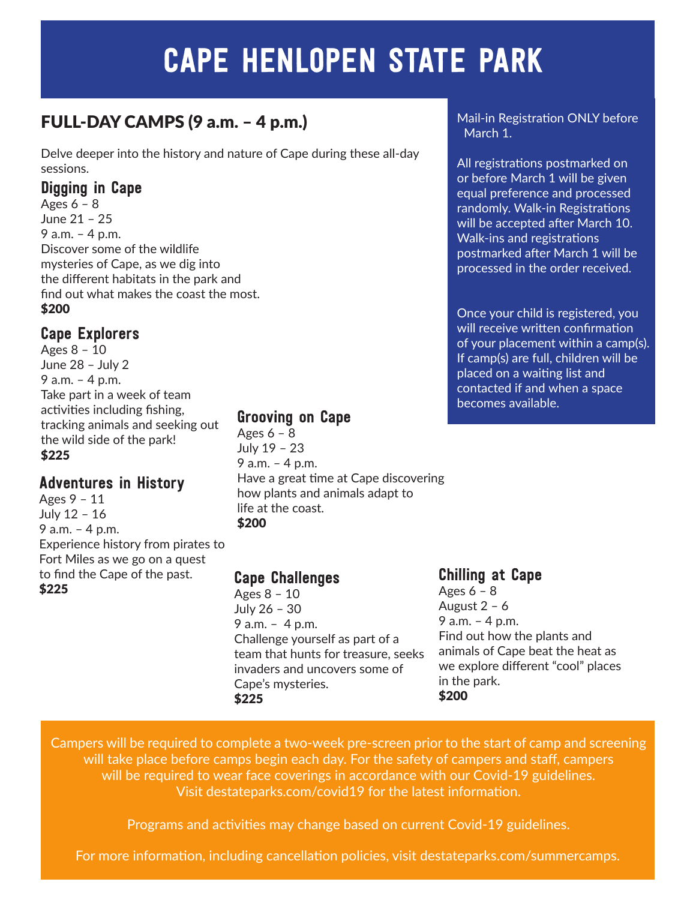# CAPE HENLOPEN STATE PARK

## FULL-DAY CAMPS (9 a.m. – 4 p.m.)

Delve deeper into the history and nature of Cape during these all-day sessions.

### Digging in Cape

Ages 6 – 8
June 21 – 25
9 a.m. – 4 p.m.
Discover some of the wildlife mysteries of Cape, as we dig into the different habitats in the park and find out what makes the coast the most.
**$200**

### Cape Explorers

Ages 8 – 10
June 28 – July 2
9 a.m. – 4 p.m.
Take part in a week of team activities including fishing, tracking animals and seeking out the wild side of the park!
**$225**

### Adventures in History

Ages 9 – 11
July 12 – 16
9 a.m. – 4 p.m.
Experience history from pirates to Fort Miles as we go on a quest to find the Cape of the past.
**$225**

### Grooving on Cape

Ages 6 – 8
July 19 – 23
9 a.m. – 4 p.m.
Have a great time at Cape discovering how plants and animals adapt to life at the coast.
**$200**

### Cape Challenges

Ages 8 – 10
July 26 – 30
9 a.m. – 4 p.m.
Challenge yourself as part of a team that hunts for treasure, seeks invaders and uncovers some of Cape's mysteries.
**$225**

### Chilling at Cape

Ages 6 – 8
August 2 – 6
9 a.m. – 4 p.m.
Find out how the plants and animals of Cape beat the heat as we explore different "cool" places in the park.
**$200**

Mail-in Registration ONLY before March 1.

All registrations postmarked on or before March 1 will be given equal preference and processed randomly. Walk-in Registrations will be accepted after March 10. Walk-ins and registrations postmarked after March 1 will be processed in the order received.

Once your child is registered, you will receive written confirmation of your placement within a camp(s). If camp(s) are full, children will be placed on a waiting list and contacted if and when a space becomes available.

Campers will be required to complete a two-week pre-screen prior to the start of camp and screening will take place before camps begin each day. For the safety of campers and staff, campers will be required to wear face coverings in accordance with our Covid-19 guidelines. Visit destateparks.com/covid19 for the latest information.

Programs and activities may change based on current Covid-19 guidelines.

For more information, including cancellation policies, visit destateparks.com/summercamps.